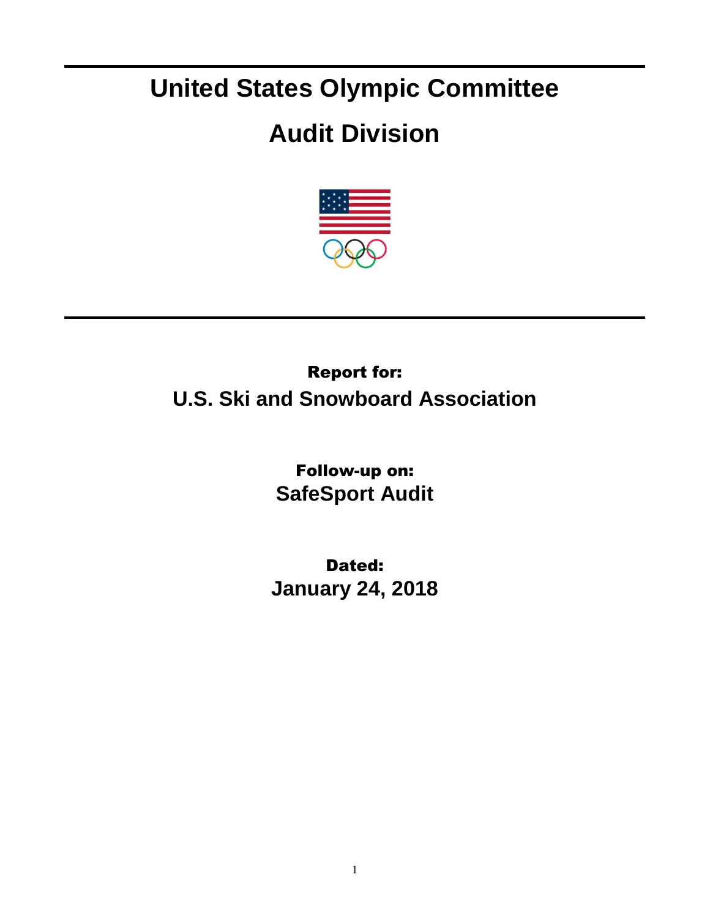# United States Olympic Committee

# Audit Division

**Report for:**

**U.S. Ski and Snowboard Association**

**Follow-up on:**

**SafeSport Audit**

**Dated:**

**January 24, 2018**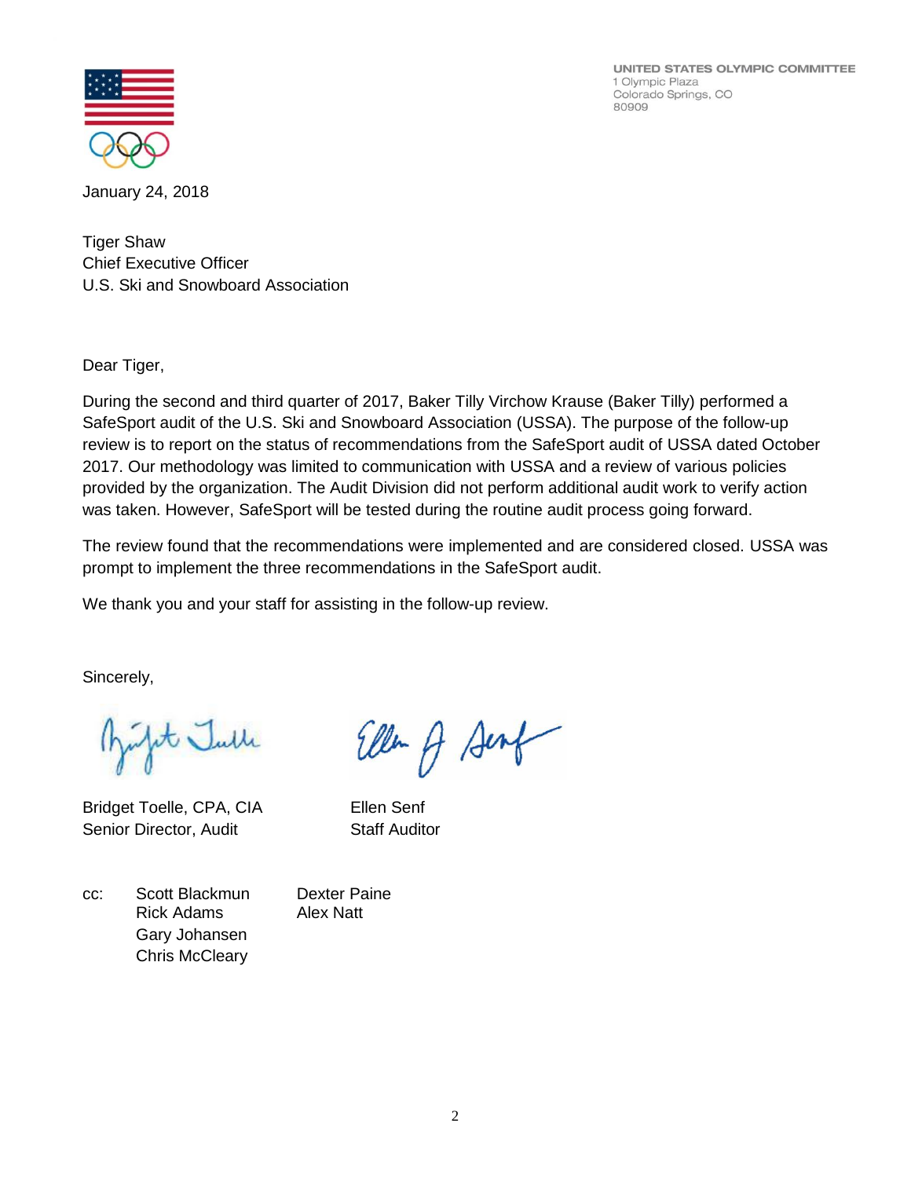UNITED STATES OLYMPIC COMMITTEE
1 Olympic Plaza
Colorado Springs, CO
80909

January 24, 2018

Tiger Shaw
Chief Executive Officer
U.S. Ski and Snowboard Association

Dear Tiger,

During the second and third quarter of 2017, Baker Tilly Virchow Krause (Baker Tilly) performed a SafeSport audit of the U.S. Ski and Snowboard Association (USSA). The purpose of the follow-up review is to report on the status of recommendations from the SafeSport audit of USSA dated October 2017. Our methodology was limited to communication with USSA and a review of various policies provided by the organization. The Audit Division did not perform additional audit work to verify action was taken. However, SafeSport will be tested during the routine audit process going forward.

The review found that the recommendations were implemented and are considered closed. USSA was prompt to implement the three recommendations in the SafeSport audit.

We thank you and your staff for assisting in the follow-up review.

Sincerely,

Bridget Toelle, CPA, CIA
Senior Director, Audit

Ellen Senf
Staff Auditor

cc: Scott Blackmun
Rick Adams
Gary Johansen
Chris McCleary
Dexter Paine
Alex Natt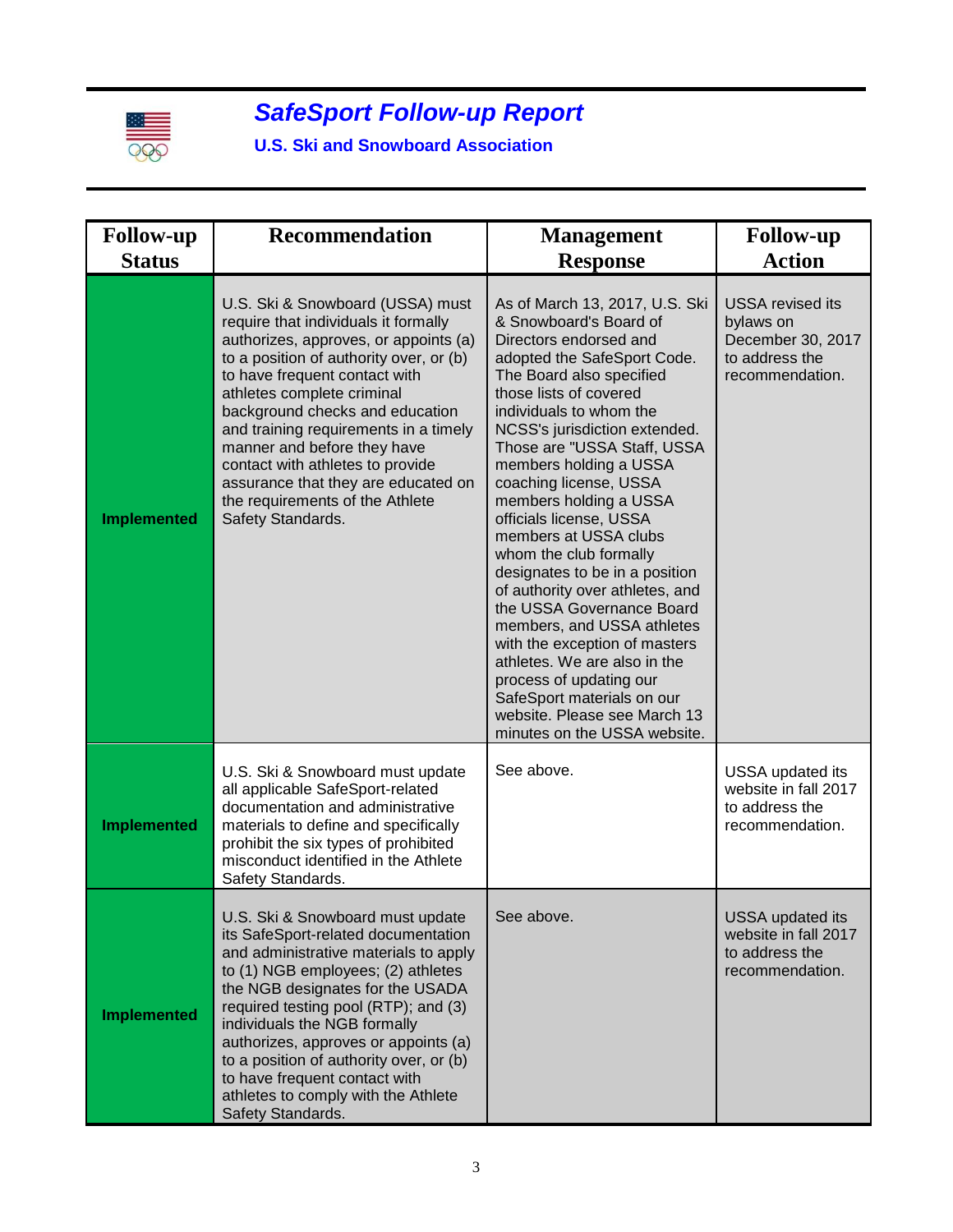# SafeSport Follow-up Report

## U.S. Ski and Snowboard Association

| Follow-up Status | Recommendation | Management Response | Follow-up Action |
|---|---|---|---|
| **Implemented** | U.S. Ski & Snowboard (USSA) must require that individuals it formally authorizes, approves, or appoints (a) to a position of authority over, or (b) to have frequent contact with athletes complete criminal background checks and education and training requirements in a timely manner and before they have contact with athletes to provide assurance that they are educated on the requirements of the Athlete Safety Standards. | As of March 13, 2017, U.S. Ski & Snowboard's Board of Directors endorsed and adopted the SafeSport Code. The Board also specified those lists of covered individuals to whom the NCSS's jurisdiction extended. Those are "USSA Staff, USSA members holding a USSA coaching license, USSA members holding a USSA officials license, USSA members at USSA clubs whom the club formally designates to be in a position of authority over athletes, and the USSA Governance Board members, and USSA athletes with the exception of masters athletes. We are also in the process of updating our SafeSport materials on our website. Please see March 13 minutes on the USSA website. | USSA revised its bylaws on December 30, 2017 to address the recommendation. |
| **Implemented** | U.S. Ski & Snowboard must update all applicable SafeSport-related documentation and administrative materials to define and specifically prohibit the six types of prohibited misconduct identified in the Athlete Safety Standards. | See above. | USSA updated its website in fall 2017 to address the recommendation. |
| **Implemented** | U.S. Ski & Snowboard must update its SafeSport-related documentation and administrative materials to apply to (1) NGB employees; (2) athletes the NGB designates for the USADA required testing pool (RTP); and (3) individuals the NGB formally authorizes, approves or appoints (a) to a position of authority over, or (b) to have frequent contact with athletes to comply with the Athlete Safety Standards. | See above. | USSA updated its website in fall 2017 to address the recommendation. |